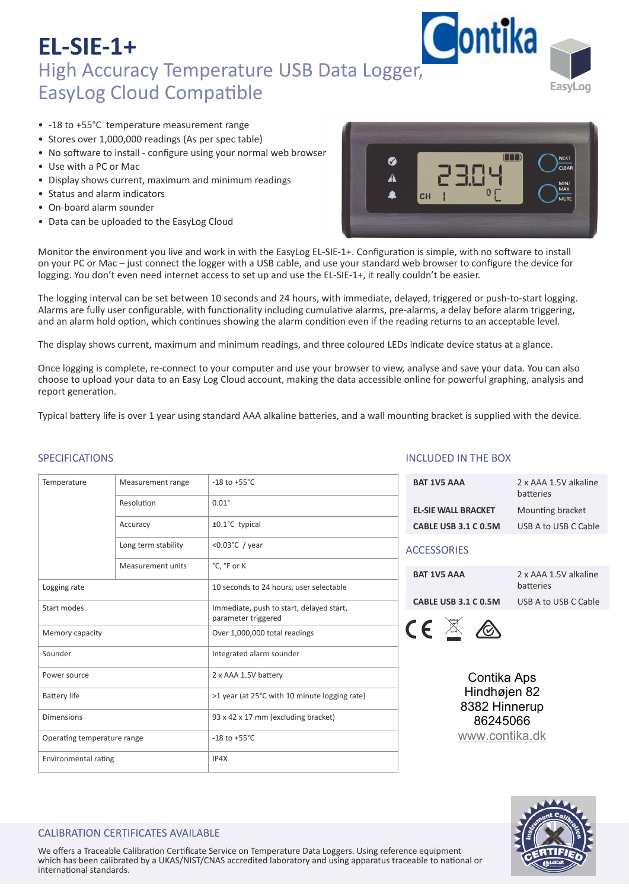# EL-SIE-1+

## High Accuracy Temperature USB Data Logger, EasyLog Cloud Compatible

- -18 to +55°C temperature measurement range
- Stores over 1,000,000 readings (As per spec table)
- No software to install - configure using your normal web browser
- Use with a PC or Mac
- Display shows current, maximum and minimum readings
- Status and alarm indicators
- On-board alarm sounder
- Data can be uploaded to the EasyLog Cloud

Monitor the environment you live and work in with the EasyLog EL-SIE-1+. Configuration is simple, with no software to install on your PC or Mac – just connect the logger with a USB cable, and use your standard web browser to configure the device for logging. You don't even need internet access to set up and use the EL-SIE-1+, it really couldn't be easier.

The logging interval can be set between 10 seconds and 24 hours, with immediate, delayed, triggered or push-to-start logging. Alarms are fully user configurable, with functionality including cumulative alarms, pre-alarms, a delay before alarm triggering, and an alarm hold option, which continues showing the alarm condition even if the reading returns to an acceptable level.

The display shows current, maximum and minimum readings, and three coloured LEDs indicate device status at a glance.

Once logging is complete, re-connect to your computer and use your browser to view, analyse and save your data. You can also choose to upload your data to an Easy Log Cloud account, making the data accessible online for powerful graphing, analysis and report generation.

Typical battery life is over 1 year using standard AAA alkaline batteries, and a wall mounting bracket is supplied with the device.

### SPECIFICATIONS

| | | |
|---|---|---|
| Temperature | Measurement range | -18 to +55°C |
| | Resolution | 0.01° |
| | Accuracy | ±0.1°C typical |
| | Long term stability | <0.03°C / year |
| | Measurement units | °C, °F or K |
| Logging rate | | 10 seconds to 24 hours, user selectable |
| Start modes | | Immediate, push to start, delayed start, parameter triggered |
| Memory capacity | | Over 1,000,000 total readings |
| Sounder | | Integrated alarm sounder |
| Power source | | 2 x AAA 1.5V battery |
| Battery life | | >1 year (at 25°C with 10 minute logging rate) |
| Dimensions | | 93 x 42 x 17 mm (excluding bracket) |
| Operating temperature range | | -18 to +55°C |
| Environmental rating | | IP4X |

### INCLUDED IN THE BOX

| | |
|---|---|
| **BAT 1V5 AAA** | 2 x AAA 1.5V alkaline batteries |
| **EL-SIE WALL BRACKET** | Mounting bracket |
| **CABLE USB 3.1 C 0.5M** | USB A to USB C Cable |

### ACCESSORIES

| | |
|---|---|
| **BAT 1V5 AAA** | 2 x AAA 1.5V alkaline batteries |
| **CABLE USB 3.1 C 0.5M** | USB A to USB C Cable |

Contika Aps
Hindhøjen 82
8382 Hinnerup
86245066
www.contika.dk

### CALIBRATION CERTIFICATES AVAILABLE

We offers a Traceable Calibration Certificate Service on Temperature Data Loggers. Using reference equipment which has been calibrated by a UKAS/NIST/CNAS accredited laboratory and using apparatus traceable to national or international standards.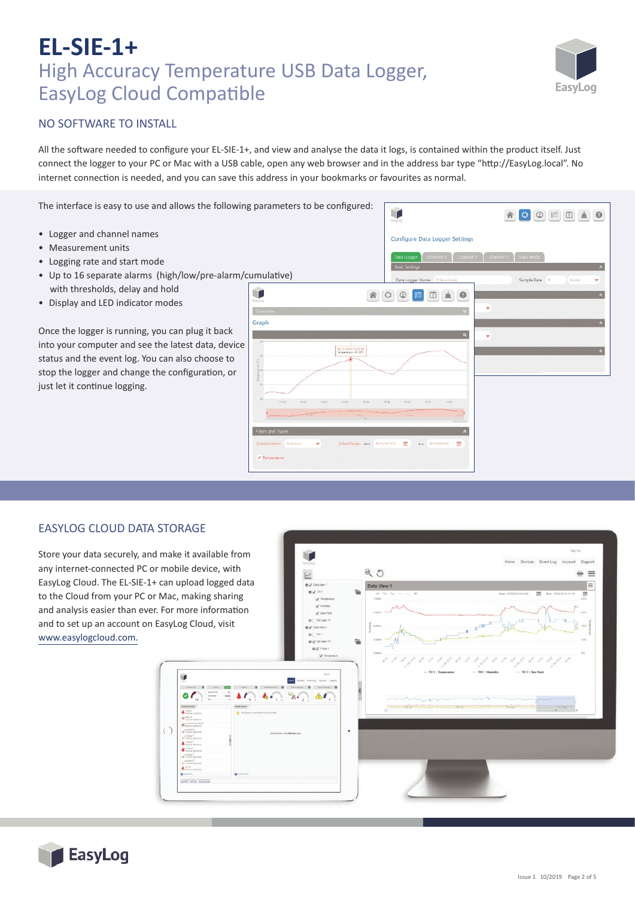# EL-SIE-1+

## High Accuracy Temperature USB Data Logger, EasyLog Cloud Compatible

### NO SOFTWARE TO INSTALL

All the software needed to configure your EL-SIE-1+, and view and analyse the data it logs, is contained within the product itself. Just connect the logger to your PC or Mac with a USB cable, open any web browser and in the address bar type "http://EasyLog.local". No internet connection is needed, and you can save this address in your bookmarks or favourites as normal.

The interface is easy to use and allows the following parameters to be configured:

- Logger and channel names
- Measurement units
- Logging rate and start mode
- Up to 16 separate alarms (high/low/pre-alarm/cumulative) with thresholds, delay and hold
- Display and LED indicator modes

Once the logger is running, you can plug it back into your computer and see the latest data, device status and the event log. You can also choose to stop the logger and change the configuration, or just let it continue logging.

### EASYLOG CLOUD DATA STORAGE

Store your data securely, and make it available from any internet-connected PC or mobile device, with EasyLog Cloud. The EL-SIE-1+ can upload logged data to the Cloud from your PC or Mac, making sharing and analysis easier than ever. For more information and to set up an account on EasyLog Cloud, visit www.easylogcloud.com.

Issue 1 10/2019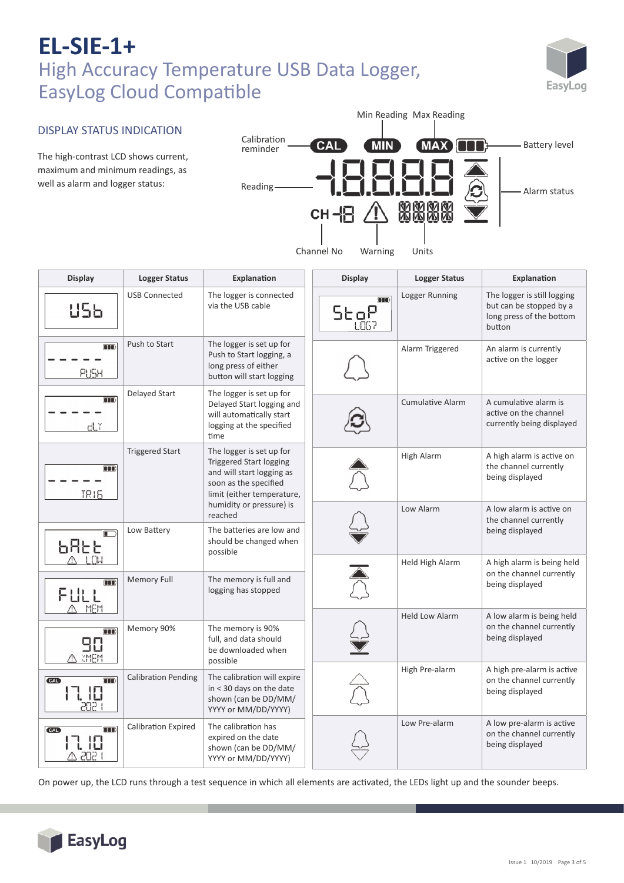# EL-SIE-1+

## High Accuracy Temperature USB Data Logger, EasyLog Cloud Compatible

### DISPLAY STATUS INDICATION

The high-contrast LCD shows current, maximum and minimum readings, as well as alarm and logger status:

Min Reading, Max Reading, Calibration reminder, Battery level, Reading, Alarm status, Channel No, Warning, Units

| Display | Logger Status | Explanation |
|---|---|---|
| USb | USB Connected | The logger is connected via the USB cable |
| ----- PUSH | Push to Start | The logger is set up for Push to Start logging, a long press of either button will start logging |
| ----- dLY | Delayed Start | The logger is set up for Delayed Start logging and will automatically start logging at the specified time |
| ----- TRIG | Triggered Start | The logger is set up for Triggered Start logging and will start logging as soon as the specified limit (either temperature, humidity or pressure) is reached |
| bAtt LOW | Low Battery | The batteries are low and should be changed when possible |
| FULL MEM | Memory Full | The memory is full and logging has stopped |
| 90 %MEM | Memory 90% | The memory is 90% full, and data should be downloaded when possible |
| CAL 17.10 2021 | Calibration Pending | The calibration will expire in < 30 days on the date shown (can be DD/MM/YYYY or MM/DD/YYYY) |
| CAL 17.10 2021 | Calibration Expired | The calibration has expired on the date shown (can be DD/MM/YYYY or MM/DD/YYYY) |

| Display | Logger Status | Explanation |
|---|---|---|
| StoP LOG? | Logger Running | The logger is still logging but can be stopped by a long press of the bottom button |
| | Alarm Triggered | An alarm is currently active on the logger |
| | Cumulative Alarm | A cumulative alarm is active on the channel currently being displayed |
| | High Alarm | A high alarm is active on the channel currently being displayed |
| | Low Alarm | A low alarm is active on the channel currently being displayed |
| | Held High Alarm | A high alarm is being held on the channel currently being displayed |
| | Held Low Alarm | A low alarm is being held on the channel currently being displayed |
| | High Pre-alarm | A high pre-alarm is active on the channel currently being displayed |
| | Low Pre-alarm | A low pre-alarm is active on the channel currently being displayed |

On power up, the LCD runs through a test sequence in which all elements are activated, the LEDs light up and the sounder beeps.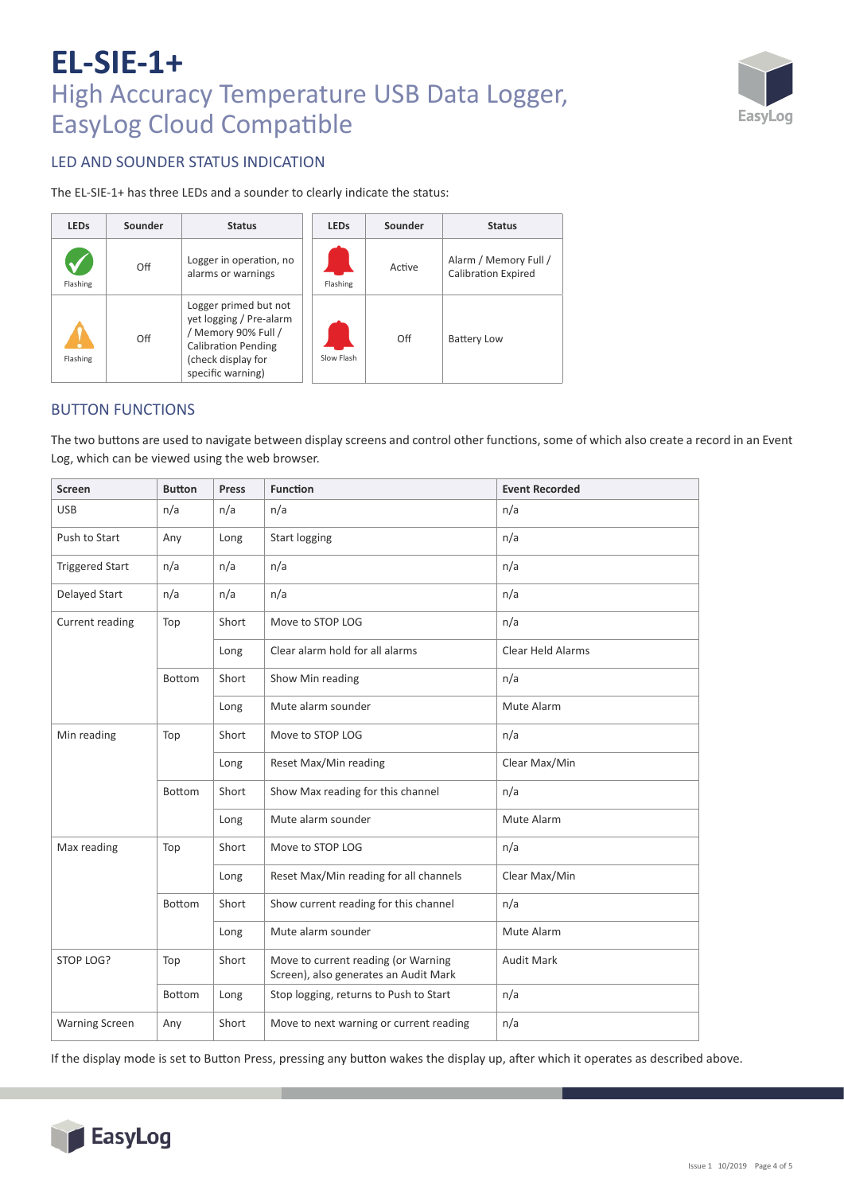# EL-SIE-1+

## High Accuracy Temperature USB Data Logger, EasyLog Cloud Compatible

### LED AND SOUNDER STATUS INDICATION

The EL-SIE-1+ has three LEDs and a sounder to clearly indicate the status:

| LEDs | Sounder | Status |
|---|---|---|
| Flashing | Off | Logger in operation, no alarms or warnings |
| Flashing | Off | Logger primed but not yet logging / Pre-alarm / Memory 90% Full / Calibration Pending (check display for specific warning) |
| Flashing | Active | Alarm / Memory Full / Calibration Expired |
| Slow Flash | Off | Battery Low |

### BUTTON FUNCTIONS

The two buttons are used to navigate between display screens and control other functions, some of which also create a record in an Event Log, which can be viewed using the web browser.

| Screen | Button | Press | Function | Event Recorded |
|---|---|---|---|---|
| USB | n/a | n/a | n/a | n/a |
| Push to Start | Any | Long | Start logging | n/a |
| Triggered Start | n/a | n/a | n/a | n/a |
| Delayed Start | n/a | n/a | n/a | n/a |
| Current reading | Top | Short | Move to STOP LOG | n/a |
| | | Long | Clear alarm hold for all alarms | Clear Held Alarms |
| | Bottom | Short | Show Min reading | n/a |
| | | Long | Mute alarm sounder | Mute Alarm |
| Min reading | Top | Short | Move to STOP LOG | n/a |
| | | Long | Reset Max/Min reading | Clear Max/Min |
| | Bottom | Short | Show Max reading for this channel | n/a |
| | | Long | Mute alarm sounder | Mute Alarm |
| Max reading | Top | Short | Move to STOP LOG | n/a |
| | | Long | Reset Max/Min reading for all channels | Clear Max/Min |
| | Bottom | Short | Show current reading for this channel | n/a |
| | | Long | Mute alarm sounder | Mute Alarm |
| STOP LOG? | Top | Short | Move to current reading (or Warning Screen), also generates an Audit Mark | Audit Mark |
| | Bottom | Long | Stop logging, returns to Push to Start | n/a |
| Warning Screen | Any | Short | Move to next warning or current reading | n/a |

If the display mode is set to Button Press, pressing any button wakes the display up, after which it operates as described above.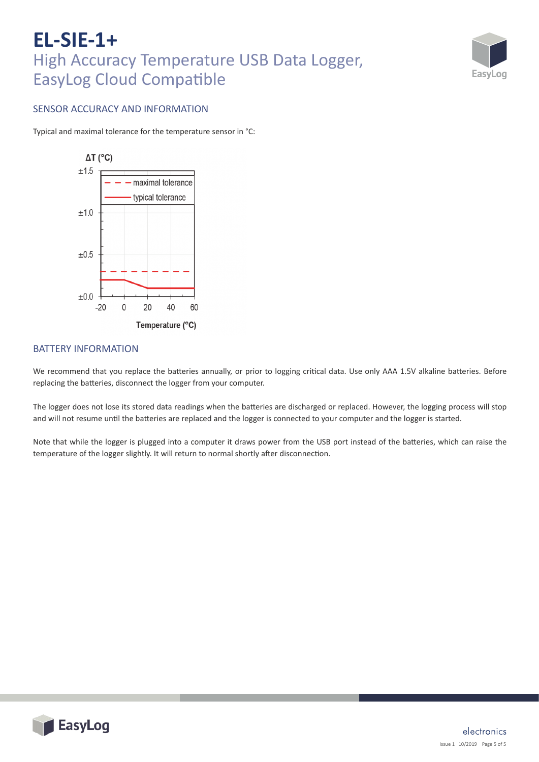# EL-SIE-1+

## High Accuracy Temperature USB Data Logger, EasyLog Cloud Compatible

### SENSOR ACCURACY AND INFORMATION

Typical and maximal tolerance for the temperature sensor in °C:

ΔT (°C)

±1.5

±1.0

±0.5

±0.0

maximal tolerance

typical tolerance

-20 0 20 40 60

Temperature (°C)

### BATTERY INFORMATION

We recommend that you replace the batteries annually, or prior to logging critical data. Use only AAA 1.5V alkaline batteries. Before replacing the batteries, disconnect the logger from your computer.

The logger does not lose its stored data readings when the batteries are discharged or replaced. However, the logging process will stop and will not resume until the batteries are replaced and the logger is connected to your computer and the logger is started.

Note that while the logger is plugged into a computer it draws power from the USB port instead of the batteries, which can raise the temperature of the logger slightly. It will return to normal shortly after disconnection.